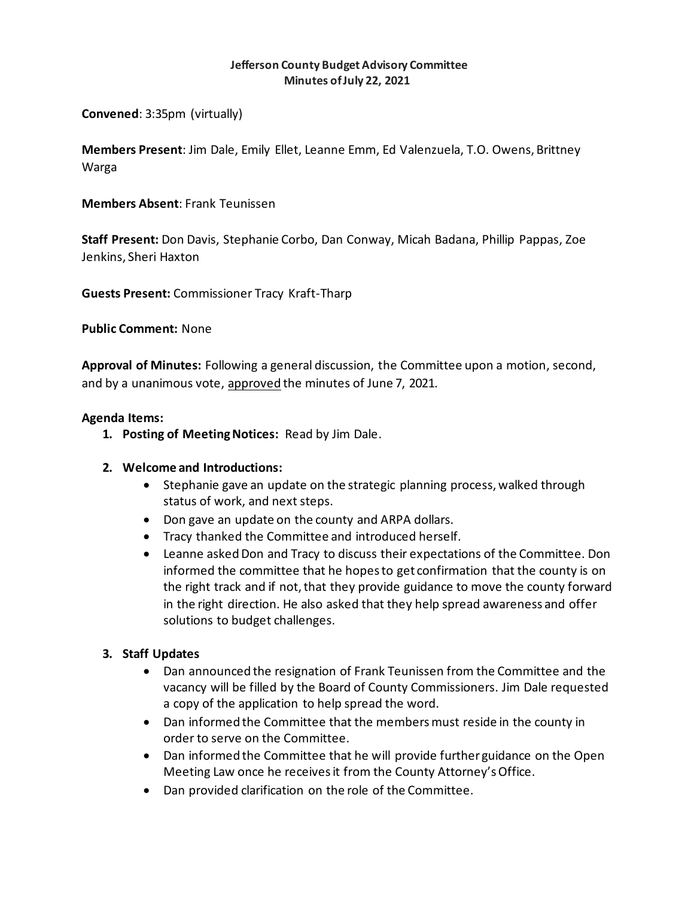**Jefferson County Budget Advisory Committee**
**Minutes of July 22, 2021**

**Convened**: 3:35pm (virtually)

**Members Present**: Jim Dale, Emily Ellet, Leanne Emm, Ed Valenzuela, T.O. Owens, Brittney Warga

**Members Absent**: Frank Teunissen

**Staff Present:** Don Davis, Stephanie Corbo, Dan Conway, Micah Badana, Phillip Pappas, Zoe Jenkins, Sheri Haxton

**Guests Present:** Commissioner Tracy Kraft-Tharp

**Public Comment:** None

**Approval of Minutes:** Following a general discussion, the Committee upon a motion, second, and by a unanimous vote, <u>approved</u> the minutes of June 7, 2021.

**Agenda Items:**

1. **Posting of Meeting Notices:** Read by Jim Dale.

2. **Welcome and Introductions:**
   - Stephanie gave an update on the strategic planning process, walked through status of work, and next steps.
   - Don gave an update on the county and ARPA dollars.
   - Tracy thanked the Committee and introduced herself.
   - Leanne asked Don and Tracy to discuss their expectations of the Committee. Don informed the committee that he hopes to get confirmation that the county is on the right track and if not, that they provide guidance to move the county forward in the right direction. He also asked that they help spread awareness and offer solutions to budget challenges.

3. **Staff Updates**
   - Dan announced the resignation of Frank Teunissen from the Committee and the vacancy will be filled by the Board of County Commissioners. Jim Dale requested a copy of the application to help spread the word.
   - Dan informed the Committee that the members must reside in the county in order to serve on the Committee.
   - Dan informed the Committee that he will provide further guidance on the Open Meeting Law once he receives it from the County Attorney's Office.
   - Dan provided clarification on the role of the Committee.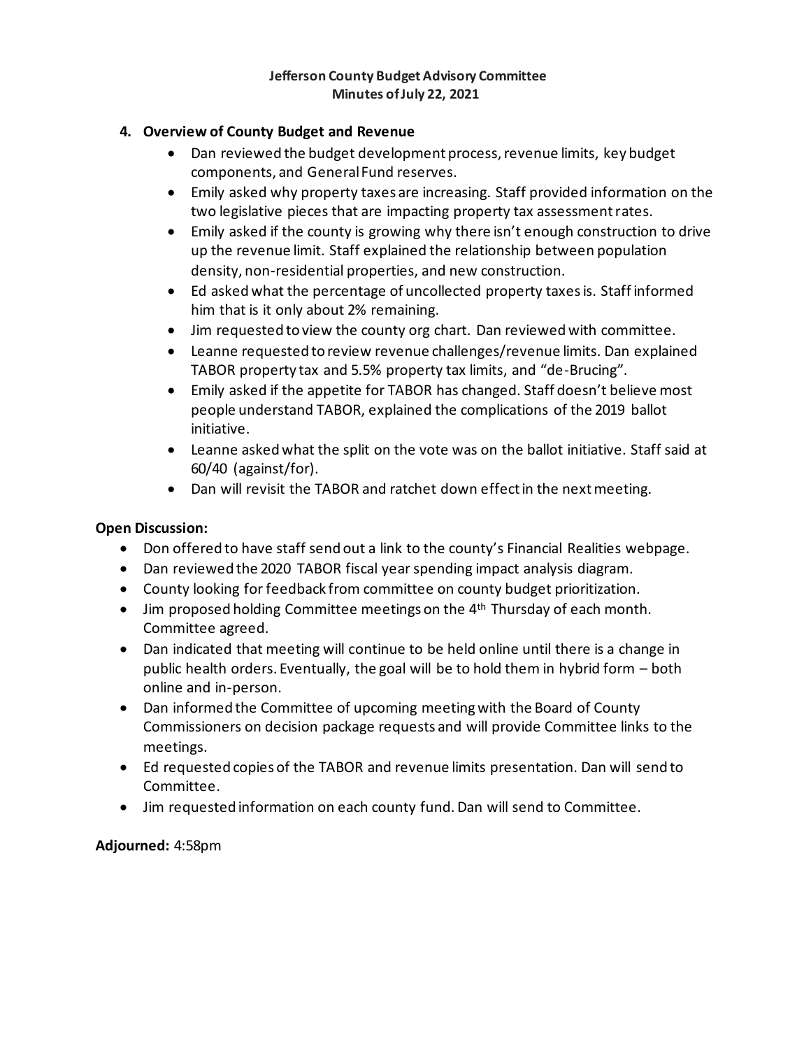**Jefferson County Budget Advisory Committee**
**Minutes of July 22, 2021**

4. **Overview of County Budget and Revenue**
   - Dan reviewed the budget development process, revenue limits, key budget components, and General Fund reserves.
   - Emily asked why property taxes are increasing. Staff provided information on the two legislative pieces that are impacting property tax assessment rates.
   - Emily asked if the county is growing why there isn't enough construction to drive up the revenue limit. Staff explained the relationship between population density, non-residential properties, and new construction.
   - Ed asked what the percentage of uncollected property taxes is. Staff informed him that is it only about 2% remaining.
   - Jim requested to view the county org chart. Dan reviewed with committee.
   - Leanne requested to review revenue challenges/revenue limits. Dan explained TABOR property tax and 5.5% property tax limits, and "de-Brucing".
   - Emily asked if the appetite for TABOR has changed. Staff doesn't believe most people understand TABOR, explained the complications of the 2019 ballot initiative.
   - Leanne asked what the split on the vote was on the ballot initiative. Staff said at 60/40 (against/for).
   - Dan will revisit the TABOR and ratchet down effect in the next meeting.

**Open Discussion:**

- Don offered to have staff send out a link to the county's Financial Realities webpage.
- Dan reviewed the 2020 TABOR fiscal year spending impact analysis diagram.
- County looking for feedback from committee on county budget prioritization.
- Jim proposed holding Committee meetings on the 4th Thursday of each month. Committee agreed.
- Dan indicated that meeting will continue to be held online until there is a change in public health orders. Eventually, the goal will be to hold them in hybrid form – both online and in-person.
- Dan informed the Committee of upcoming meeting with the Board of County Commissioners on decision package requests and will provide Committee links to the meetings.
- Ed requested copies of the TABOR and revenue limits presentation. Dan will send to Committee.
- Jim requested information on each county fund. Dan will send to Committee.

**Adjourned:** 4:58pm